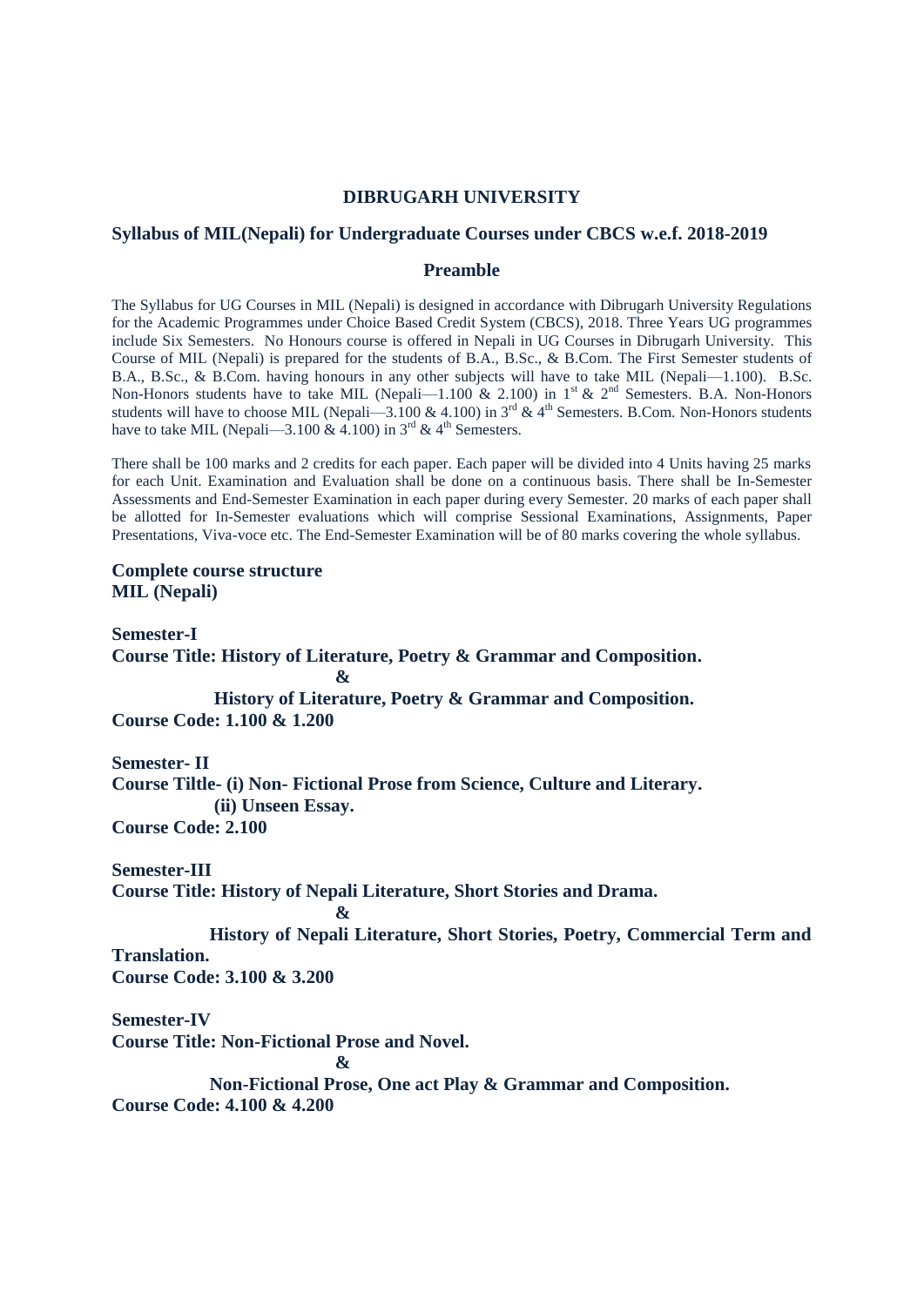# DIBRUGARH UNIVERSITY

## Syllabus of MIL(Nepali) for Undergraduate Courses under CBCS w.e.f. 2018-2019

### Preamble

The Syllabus for UG Courses in MIL (Nepali) is designed in accordance with Dibrugarh University Regulations for the Academic Programmes under Choice Based Credit System (CBCS), 2018. Three Years UG programmes include Six Semesters. No Honours course is offered in Nepali in UG Courses in Dibrugarh University. This Course of MIL (Nepali) is prepared for the students of B.A., B.Sc., & B.Com. The First Semester students of B.A., B.Sc., & B.Com. having honours in any other subjects will have to take MIL (Nepali—1.100). B.Sc. Non-Honors students have to take MIL (Nepali—1.100 & 2.100) in 1st & 2nd Semesters. B.A. Non-Honors students will have to choose MIL (Nepali—3.100 & 4.100) in 3rd & 4th Semesters. B.Com. Non-Honors students have to take MIL (Nepali—3.100 & 4.100) in 3rd & 4th Semesters.

There shall be 100 marks and 2 credits for each paper. Each paper will be divided into 4 Units having 25 marks for each Unit. Examination and Evaluation shall be done on a continuous basis. There shall be In-Semester Assessments and End-Semester Examination in each paper during every Semester. 20 marks of each paper shall be allotted for In-Semester evaluations which will comprise Sessional Examinations, Assignments, Paper Presentations, Viva-voce etc. The End-Semester Examination will be of 80 marks covering the whole syllabus.

**Complete course structure**
**MIL (Nepali)**

**Semester-I**
**Course Title: History of Literature, Poetry & Grammar and Composition.**
**&**
**History of Literature, Poetry & Grammar and Composition.**
**Course Code: 1.100 & 1.200**

**Semester- II**
**Course Tiltle- (i) Non- Fictional Prose from Science, Culture and Literary.**
**(ii) Unseen Essay.**
**Course Code: 2.100**

**Semester-III**
**Course Title: History of Nepali Literature, Short Stories and Drama.**
**&**
**History of Nepali Literature, Short Stories, Poetry, Commercial Term and Translation.**
**Course Code: 3.100 & 3.200**

**Semester-IV**
**Course Title: Non-Fictional Prose and Novel.**
**&**
**Non-Fictional Prose, One act Play & Grammar and Composition.**
**Course Code: 4.100 & 4.200**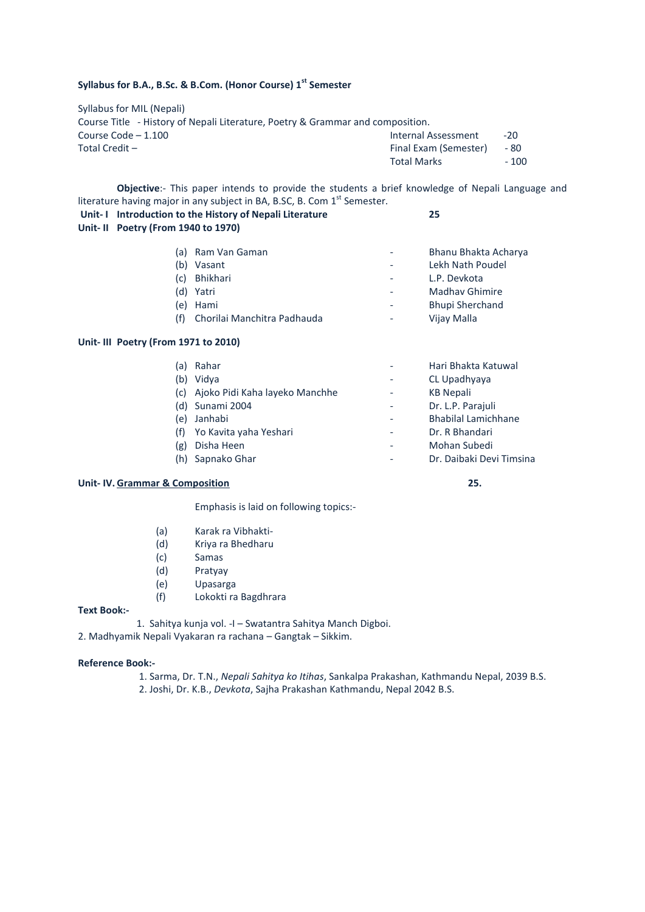**Syllabus for B.A., B.Sc. & B.Com. (Honor Course) 1st Semester**

Syllabus for MIL (Nepali)

Course Title - History of Nepali Literature, Poetry & Grammar and composition.

| | | |
|---|---|---|
| Course Code – 1.100 | Internal Assessment | -20 |
| Total Credit – | Final Exam (Semester) | - 80 |
| | Total Marks | - 100 |

**Objective**:- This paper intends to provide the students a brief knowledge of Nepali Language and literature having major in any subject in BA, B.SC, B. Com 1st Semester.

**Unit- I Introduction to the History of Nepali Literature** **25**

**Unit- II Poetry (From 1940 to 1970)**

| | | | |
|---|---|---|---|
| (a) | Ram Van Gaman | - | Bhanu Bhakta Acharya |
| (b) | Vasant | - | Lekh Nath Poudel |
| (c) | Bhikhari | - | L.P. Devkota |
| (d) | Yatri | - | Madhav Ghimire |
| (e) | Hami | - | Bhupi Sherchand |
| (f) | Chorilai Manchitra Padhauda | - | Vijay Malla |

**Unit- III Poetry (From 1971 to 2010)**

| | | | |
|---|---|---|---|
| (a) | Rahar | - | Hari Bhakta Katuwal |
| (b) | Vidya | - | CL Upadhyaya |
| (c) | Ajoko Pidi Kaha layeko Manchhe | - | KB Nepali |
| (d) | Sunami 2004 | - | Dr. L.P. Parajuli |
| (e) | Janhabi | - | Bhabilal Lamichhane |
| (f) | Yo Kavita yaha Yeshari | - | Dr. R Bhandari |
| (g) | Disha Heen | - | Mohan Subedi |
| (h) | Sapnako Ghar | - | Dr. Daibaki Devi Timsina |

**Unit- IV. <u>Grammar & Composition</u>** **25.**

Emphasis is laid on following topics:-

(a) Karak ra Vibhakti-
(d) Kriya ra Bhedharu
(c) Samas
(d) Pratyay
(e) Upasarga
(f) Lokokti ra Bagdhrara

**Text Book:-**

1. Sahitya kunja vol. -I – Swatantra Sahitya Manch Digboi.
2. Madhyamik Nepali Vyakaran ra rachana – Gangtak – Sikkim.

**Reference Book:-**

1. Sarma, Dr. T.N., *Nepali Sahitya ko Itihas*, Sankalpa Prakashan, Kathmandu Nepal, 2039 B.S.
2. Joshi, Dr. K.B., *Devkota*, Sajha Prakashan Kathmandu, Nepal 2042 B.S.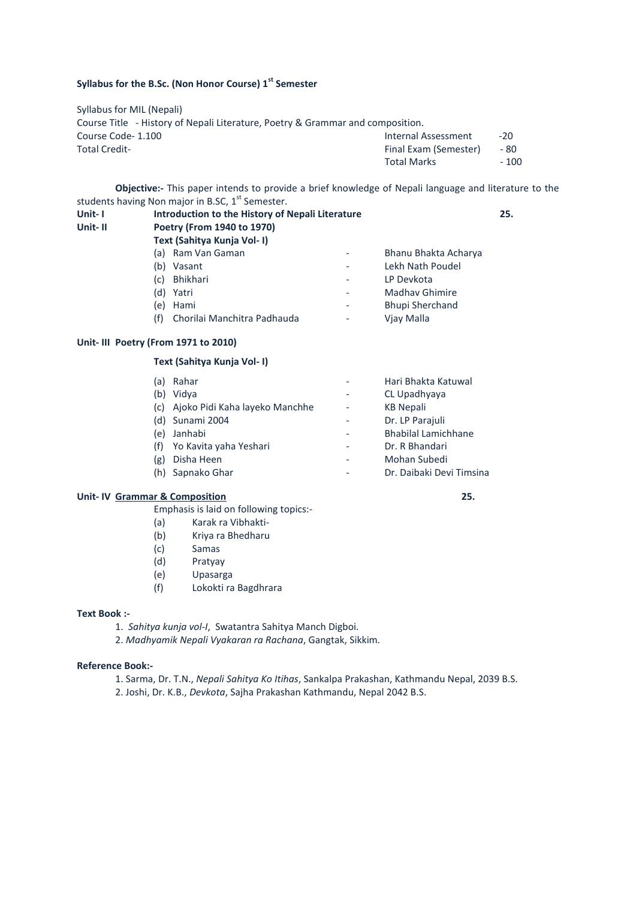**Syllabus for the B.Sc. (Non Honor Course) 1st Semester**

Syllabus for MIL (Nepali)

Course Title - History of Nepali Literature, Poetry & Grammar and composition.

| | | |
|---|---|---|
| Course Code- 1.100 | Internal Assessment | -20 |
| Total Credit- | Final Exam (Semester) | - 80 |
| | Total Marks | - 100 |

**Objective:-** This paper intends to provide a brief knowledge of Nepali language and literature to the students having Non major in B.SC, 1st Semester.

**Unit- I Introduction to the History of Nepali Literature** **25.**

**Unit- II Poetry (From 1940 to 1970)**

**Text (Sahitya Kunja Vol- I)**

(a) Ram Van Gaman - Bhanu Bhakta Acharya
(b) Vasant - Lekh Nath Poudel
(c) Bhikhari - LP Devkota
(d) Yatri - Madhav Ghimire
(e) Hami - Bhupi Sherchand
(f) Chorilai Manchitra Padhauda - Vjay Malla

**Unit- III Poetry (From 1971 to 2010)**

**Text (Sahitya Kunja Vol- I)**

(a) Rahar - Hari Bhakta Katuwal
(b) Vidya - CL Upadhyaya
(c) Ajoko Pidi Kaha layeko Manchhe - KB Nepali
(d) Sunami 2004 - Dr. LP Parajuli
(e) Janhabi - Bhabilal Lamichhane
(f) Yo Kavita yaha Yeshari - Dr. R Bhandari
(g) Disha Heen - Mohan Subedi
(h) Sapnako Ghar - Dr. Daibaki Devi Timsina

**Unit- IV Grammar & Composition** **25.**

Emphasis is laid on following topics:-

(a) Karak ra Vibhakti-
(b) Kriya ra Bhedharu
(c) Samas
(d) Pratyay
(e) Upasarga
(f) Lokokti ra Bagdhrara

**Text Book :-**

1. *Sahitya kunja vol-I*, Swatantra Sahitya Manch Digboi.
2. *Madhyamik Nepali Vyakaran ra Rachana*, Gangtak, Sikkim.

**Reference Book:-**

1. Sarma, Dr. T.N., *Nepali Sahitya Ko Itihas*, Sankalpa Prakashan, Kathmandu Nepal, 2039 B.S.
2. Joshi, Dr. K.B., *Devkota*, Sajha Prakashan Kathmandu, Nepal 2042 B.S.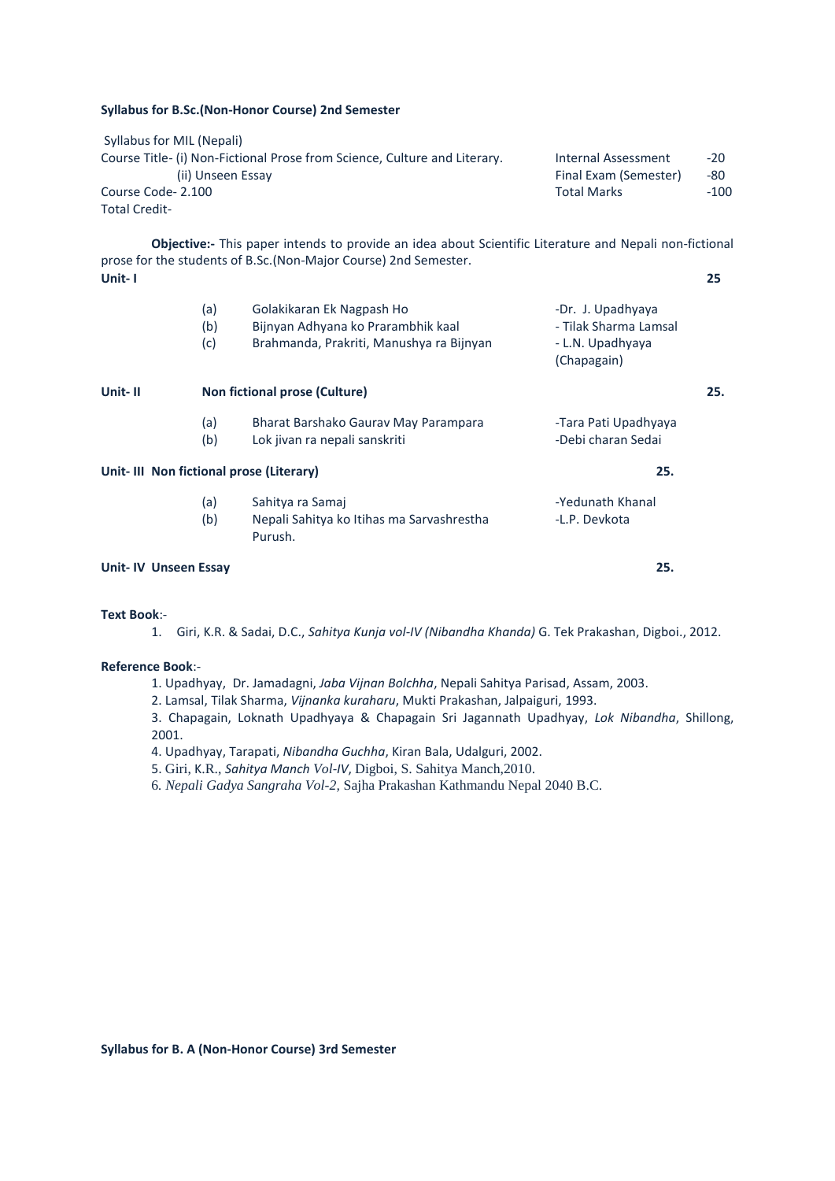**Syllabus for B.Sc.(Non-Honor Course) 2nd Semester**

Syllabus for MIL (Nepali)

| | | |
|---|---|---|
| Course Title- (i) Non-Fictional Prose from Science, Culture and Literary. | Internal Assessment | -20 |
| (ii) Unseen Essay | Final Exam (Semester) | -80 |
| Course Code- 2.100 | Total Marks | -100 |
| Total Credit- | | |

**Objective:-** This paper intends to provide an idea about Scientific Literature and Nepali non-fictional prose for the students of B.Sc.(Non-Major Course) 2nd Semester.

**Unit- I** **25**

| | | |
|---|---|---|
| (a) | Golakikaran Ek Nagpash Ho | -Dr. J. Upadhyaya |
| (b) | Bijnyan Adhyana ko Prarambhik kaal | - Tilak Sharma Lamsal |
| (c) | Brahmanda, Prakriti, Manushya ra Bijnyan | - L.N. Upadhyaya (Chapagain) |

**Unit- II Non fictional prose (Culture)** **25.**

| | | |
|---|---|---|
| (a) | Bharat Barshako Gaurav May Parampara | -Tara Pati Upadhyaya |
| (b) | Lok jivan ra nepali sanskriti | -Debi charan Sedai |

**Unit- III Non fictional prose (Literary)** **25.**

| | | |
|---|---|---|
| (a) | Sahitya ra Samaj | -Yedunath Khanal |
| (b) | Nepali Sahitya ko Itihas ma Sarvashrestha Purush. | -L.P. Devkota |

**Unit- IV Unseen Essay** **25.**

**Text Book**:-

1. Giri, K.R. & Sadai, D.C., *Sahitya Kunja vol-IV (Nibandha Khanda)* G. Tek Prakashan, Digboi., 2012.

**Reference Book**:-

1. Upadhyay, Dr. Jamadagni, *Jaba Vijnan Bolchha*, Nepali Sahitya Parisad, Assam, 2003.
2. Lamsal, Tilak Sharma, *Vijnanka kuraharu*, Mukti Prakashan, Jalpaiguri, 1993.
3. Chapagain, Loknath Upadhyaya & Chapagain Sri Jagannath Upadhyay, *Lok Nibandha*, Shillong, 2001.
4. Upadhyay, Tarapati, *Nibandha Guchha*, Kiran Bala, Udalguri, 2002.
5. Giri, K.R., *Sahitya Manch Vol-IV*, Digboi, S. Sahitya Manch,2010.
6. *Nepali Gadya Sangraha Vol-2*, Sajha Prakashan Kathmandu Nepal 2040 B.C.

**Syllabus for B. A (Non-Honor Course) 3rd Semester**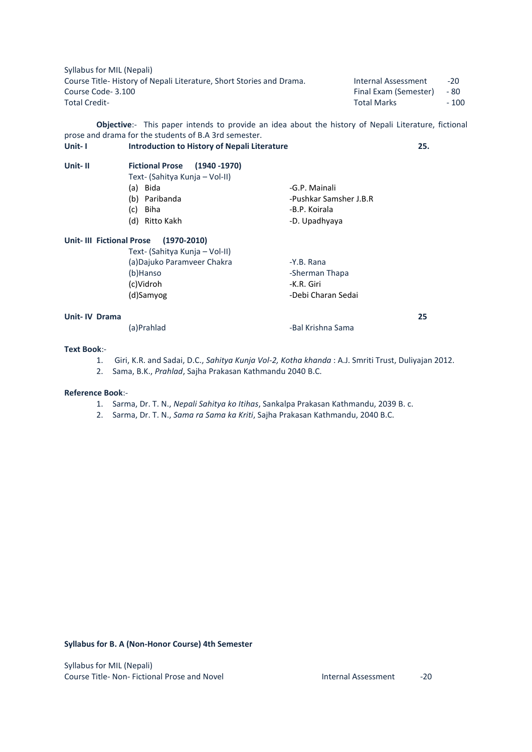Syllabus for MIL (Nepali)
Course Title- History of Nepali Literature, Short Stories and Drama.
Course Code- 3.100
Total Credit-

| | |
|---|---|
| Internal Assessment | -20 |
| Final Exam (Semester) | - 80 |
| Total Marks | - 100 |

**Objective**:- This paper intends to provide an idea about the history of Nepali Literature, fictional prose and drama for the students of B.A 3rd semester.

**Unit- I** **Introduction to History of Nepali Literature** **25.**

**Unit- II** **Fictional Prose (1940 -1970)**

Text- (Sahitya Kunja – Vol-II)

(a) Bida -G.P. Mainali
(b) Paribanda -Pushkar Samsher J.B.R
(c) Biha -B.P. Koirala
(d) Ritto Kakh -D. Upadhyaya

**Unit- III Fictional Prose (1970-2010)**

Text- (Sahitya Kunja – Vol-II)

(a)Dajuko Paramveer Chakra -Y.B. Rana
(b)Hanso -Sherman Thapa
(c)Vidroh -K.R. Giri
(d)Samyog -Debi Charan Sedai

**Unit- IV Drama** **25**

(a)Prahlad -Bal Krishna Sama

**Text Book**:-

1. Giri, K.R. and Sadai, D.C., *Sahitya Kunja Vol-2, Kotha khanda* : A.J. Smriti Trust, Duliyajan 2012.
2. Sama, B.K., *Prahlad*, Sajha Prakasan Kathmandu 2040 B.C.

**Reference Book**:-

1. Sarma, Dr. T. N., *Nepali Sahitya ko Itihas*, Sankalpa Prakasan Kathmandu, 2039 B. c.
2. Sarma, Dr. T. N., *Sama ra Sama ka Kriti*, Sajha Prakasan Kathmandu, 2040 B.C.

**Syllabus for B. A (Non-Honor Course) 4th Semester**

Syllabus for MIL (Nepali)
Course Title- Non- Fictional Prose and Novel Internal Assessment -20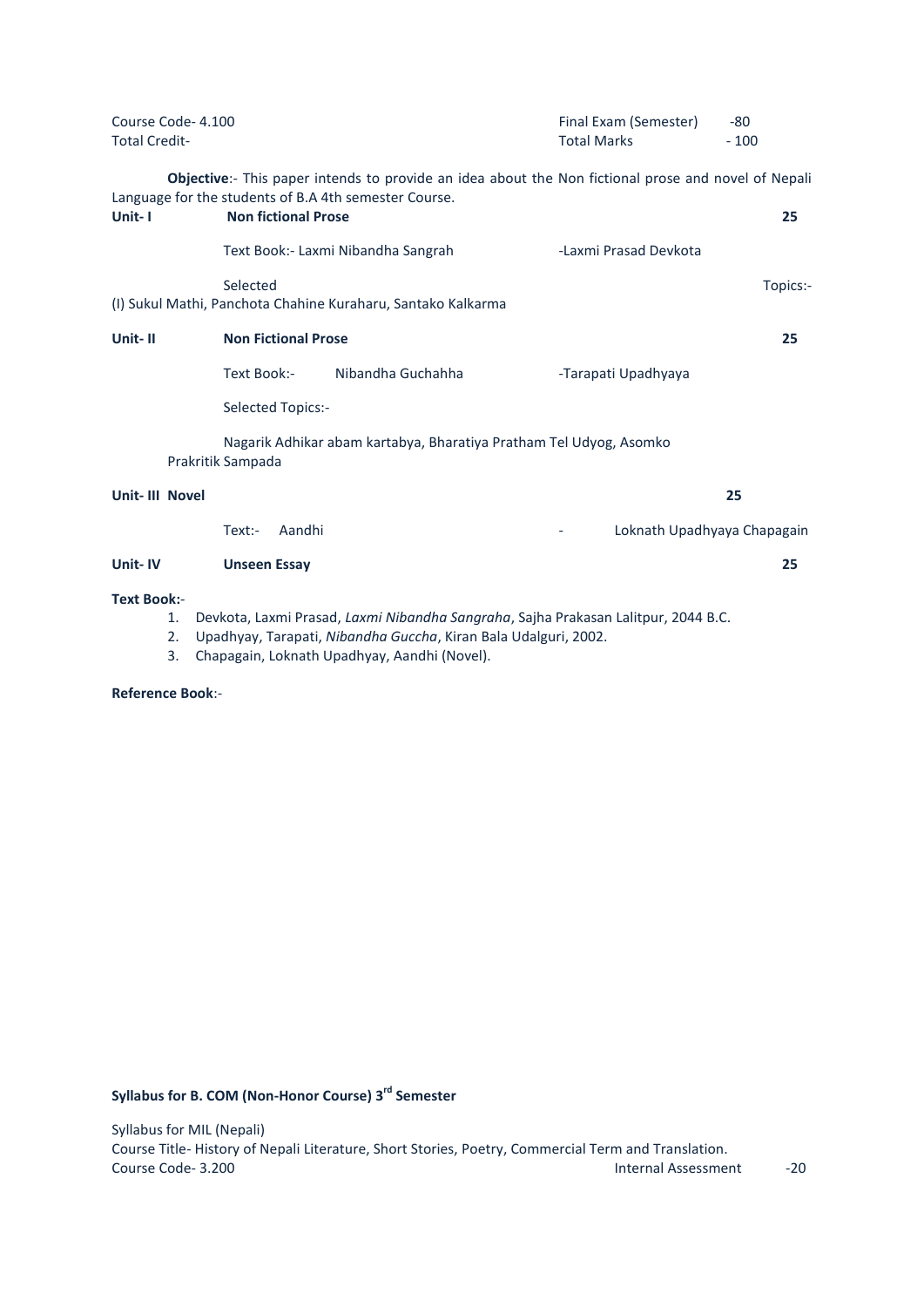Course Code- 4.100 Final Exam (Semester) -80
Total Credit- Total Marks - 100

**Objective**:- This paper intends to provide an idea about the Non fictional prose and novel of Nepali Language for the students of B.A 4th semester Course.

**Unit- I** **Non fictional Prose** **25**

Text Book:- Laxmi Nibandha Sangrah -Laxmi Prasad Devkota

Selected Topics:-
(I) Sukul Mathi, Panchota Chahine Kuraharu, Santako Kalkarma

**Unit- II** **Non Fictional Prose** **25**

Text Book:- Nibandha Guchahha -Tarapati Upadhyaya

Selected Topics:-

Nagarik Adhikar abam kartabya, Bharatiya Pratham Tel Udyog, Asomko Prakritik Sampada

**Unit- III Novel** **25**

Text:- Aandhi - Loknath Upadhyaya Chapagain

**Unit- IV** **Unseen Essay** **25**

**Text Book:**-

1. Devkota, Laxmi Prasad, *Laxmi Nibandha Sangraha*, Sajha Prakasan Lalitpur, 2044 B.C.
2. Upadhyay, Tarapati, *Nibandha Guccha*, Kiran Bala Udalguri, 2002.
3. Chapagain, Loknath Upadhyay, Aandhi (Novel).

**Reference Book**:-

**Syllabus for B. COM (Non-Honor Course) 3rd Semester**

Syllabus for MIL (Nepali)
Course Title- History of Nepali Literature, Short Stories, Poetry, Commercial Term and Translation.
Course Code- 3.200 Internal Assessment -20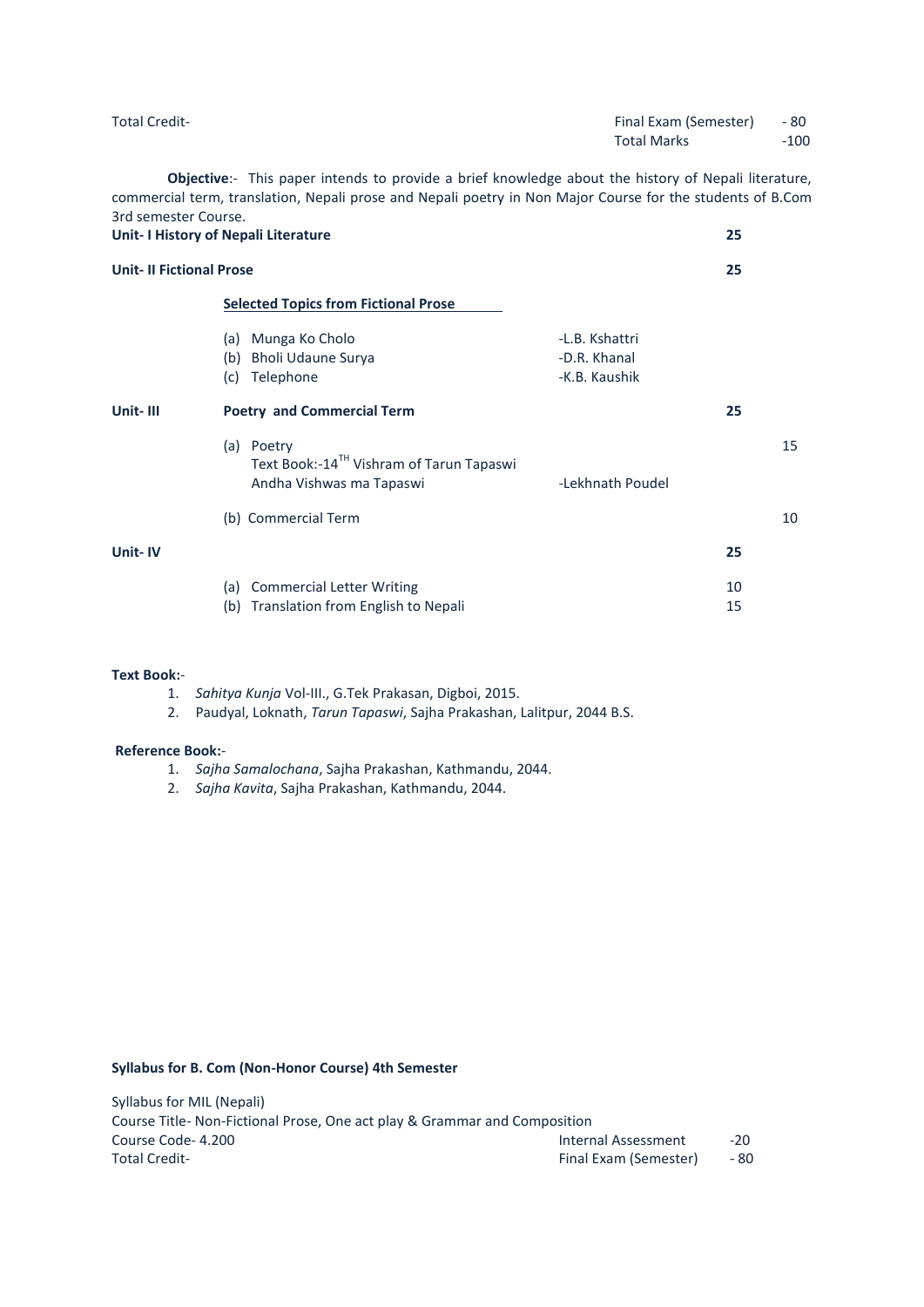| | |
|---|---|
| Total Credit- | Final Exam (Semester) - 80 |
| | Total Marks -100 |

**Objective**:- This paper intends to provide a brief knowledge about the history of Nepali literature, commercial term, translation, Nepali prose and Nepali poetry in Non Major Course for the students of B.Com 3rd semester Course.

| | | | | |
|---|---|---|---|---|
| **Unit- I History of Nepali Literature** | | | **25** | |
| **Unit- II Fictional Prose** | | | **25** | |
| | **Selected Topics from Fictional Prose** | | | |
| | (a) Munga Ko Cholo | -L.B. Kshattri | | |
| | (b) Bholi Udaune Surya | -D.R. Khanal | | |
| | (c) Telephone | -K.B. Kaushik | | |
| **Unit- III** | **Poetry and Commercial Term** | | **25** | |
| | (a) Poetry<br>Text Book:-14TH Vishram of Tarun Tapaswi<br>Andha Vishwas ma Tapaswi | -Lekhnath Poudel | | 15 |
| | (b) Commercial Term | | | 10 |
| **Unit- IV** | | | **25** | |
| | (a) Commercial Letter Writing | | 10 | |
| | (b) Translation from English to Nepali | | 15 | |

**Text Book:**-

1. *Sahitya Kunja* Vol-III., G.Tek Prakasan, Digboi, 2015.
2. Paudyal, Loknath, *Tarun Tapaswi*, Sajha Prakashan, Lalitpur, 2044 B.S.

**Reference Book:**-

1. *Sajha Samalochana*, Sajha Prakashan, Kathmandu, 2044.
2. *Sajha Kavita*, Sajha Prakashan, Kathmandu, 2044.

**Syllabus for B. Com (Non-Honor Course) 4th Semester**

Syllabus for MIL (Nepali)
Course Title- Non-Fictional Prose, One act play & Grammar and Composition

| | |
|---|---|
| Course Code- 4.200 | Internal Assessment -20 |
| Total Credit- | Final Exam (Semester) - 80 |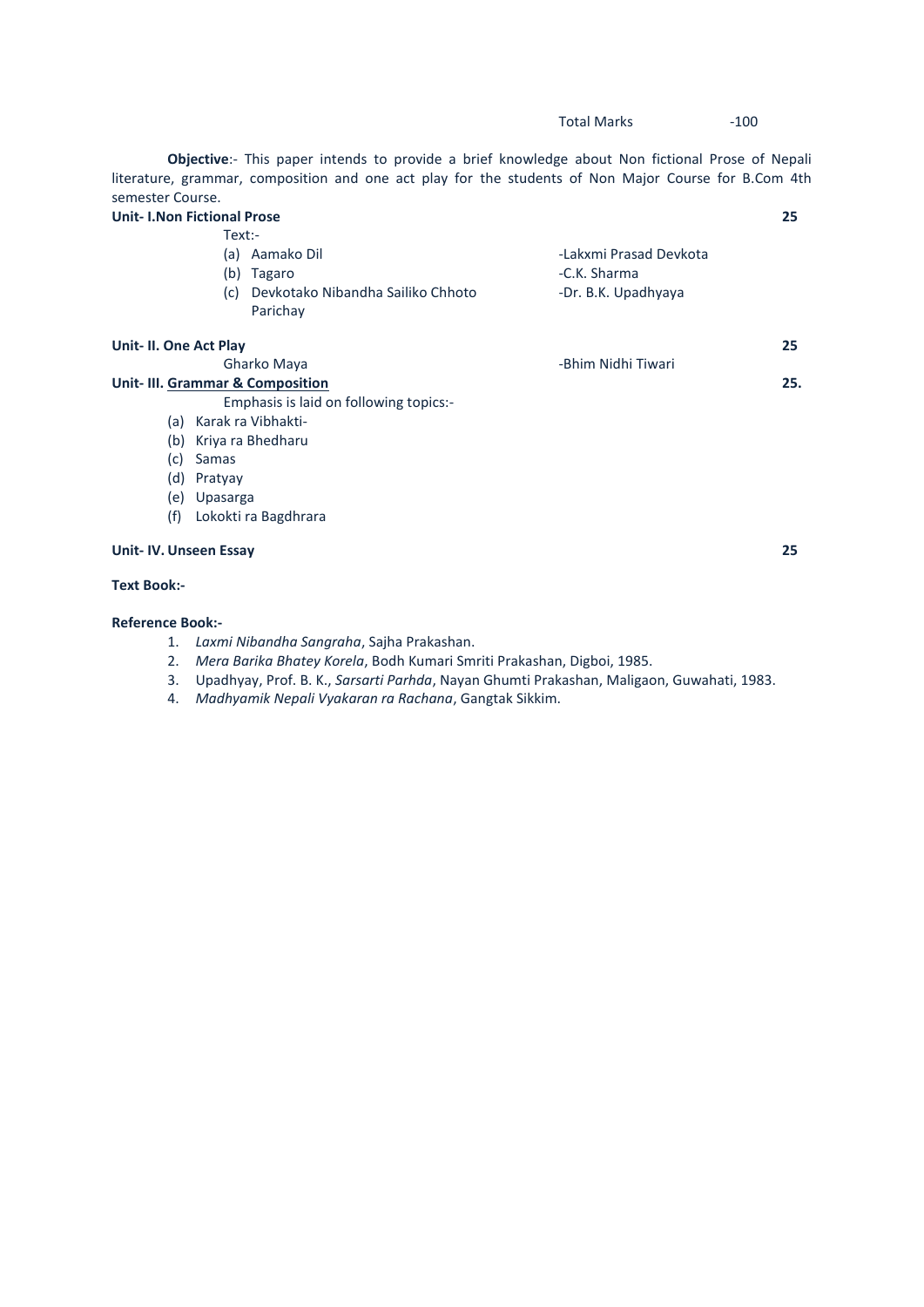Total Marks -100

**Objective**:- This paper intends to provide a brief knowledge about Non fictional Prose of Nepali literature, grammar, composition and one act play for the students of Non Major Course for B.Com 4th semester Course.

| | | |
|---|---|---|
| **Unit- I.Non Fictional Prose** | | **25** |
| Text:- | | |
| (a) Aamako Dil | -Lakxmi Prasad Devkota | |
| (b) Tagaro | -C.K. Sharma | |
| (c) Devkotako Nibandha Sailiko Chhoto Parichay | -Dr. B.K. Upadhyaya | |
| **Unit- II. One Act Play** | | **25** |
| Gharko Maya | -Bhim Nidhi Tiwari | |
| **Unit- III. Grammar & Composition** | | **25.** |

Emphasis is laid on following topics:-

(a) Karak ra Vibhakti-
(b) Kriya ra Bhedharu
(c) Samas
(d) Pratyay
(e) Upasarga
(f) Lokokti ra Bagdhrara

**Unit- IV. Unseen Essay** **25**

**Text Book:-**

**Reference Book:-**

1. *Laxmi Nibandha Sangraha*, Sajha Prakashan.
2. *Mera Barika Bhatey Korela*, Bodh Kumari Smriti Prakashan, Digboi, 1985.
3. Upadhyay, Prof. B. K., *Sarsarti Parhda*, Nayan Ghumti Prakashan, Maligaon, Guwahati, 1983.
4. *Madhyamik Nepali Vyakaran ra Rachana*, Gangtak Sikkim.